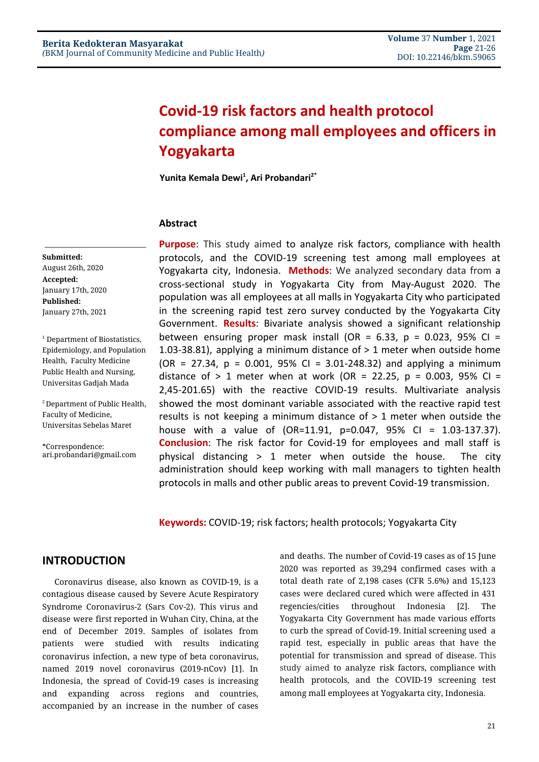# Covid-19 risk factors and health protocol compliance among mall employees and officers in Yogyakarta

**Yunita Kemala Dewi[1], Ari Probandari[2*]**

**Submitted:**
August 26th, 2020
**Accepted:**
January 17th, 2020
**Published:**
January 27th, 2021

[1] Department of Biostatistics, Epidemiology, and Population Health, Faculty Medicine Public Health and Nursing, Universitas Gadjah Mada

[2] Department of Public Health, Faculty of Medicine, Universitas Sebelas Maret

*Correspondence:
ari.probandari@gmail.com

## Abstract

**Purpose**: This study aimed to analyze risk factors, compliance with health protocols, and the COVID-19 screening test among mall employees at Yogyakarta city, Indonesia. **Methods**: We analyzed secondary data from a cross-sectional study in Yogyakarta City from May-August 2020. The population was all employees at all malls in Yogyakarta City who participated in the screening rapid test zero survey conducted by the Yogyakarta City Government. **Results**: Bivariate analysis showed a significant relationship between ensuring proper mask install (OR = 6.33, p = 0.023, 95% CI = 1.03-38.81), applying a minimum distance of > 1 meter when outside home (OR = 27.34, p = 0.001, 95% CI = 3.01-248.32) and applying a minimum distance of > 1 meter when at work (OR = 22.25, p = 0.003, 95% CI = 2,45-201.65) with the reactive COVID-19 results. Multivariate analysis showed the most dominant variable associated with the reactive rapid test results is not keeping a minimum distance of > 1 meter when outside the house with a value of (OR=11.91, p=0.047, 95% CI = 1.03-137.37). **Conclusion**: The risk factor for Covid-19 for employees and mall staff is physical distancing > 1 meter when outside the house. The city administration should keep working with mall managers to tighten health protocols in malls and other public areas to prevent Covid-19 transmission.

**Keywords:** COVID-19; risk factors; health protocols; Yogyakarta City

## INTRODUCTION

Coronavirus disease, also known as COVID-19, is a contagious disease caused by Severe Acute Respiratory Syndrome Coronavirus-2 (Sars Cov-2). This virus and disease were first reported in Wuhan City, China, at the end of December 2019. Samples of isolates from patients were studied with results indicating coronavirus infection, a new type of beta coronavirus, named 2019 novel coronavirus (2019-nCov) [1]. In Indonesia, the spread of Covid-19 cases is increasing and expanding across regions and countries, accompanied by an increase in the number of cases and deaths. The number of Covid-19 cases as of 15 June 2020 was reported as 39,294 confirmed cases with a total death rate of 2,198 cases (CFR 5.6%) and 15,123 cases were declared cured which were affected in 431 regencies/cities throughout Indonesia [2]. The Yogyakarta City Government has made various efforts to curb the spread of Covid-19. Initial screening used a rapid test, especially in public areas that have the potential for transmission and spread of disease. This study aimed to analyze risk factors, compliance with health protocols, and the COVID-19 screening test among mall employees at Yogyakarta city, Indonesia.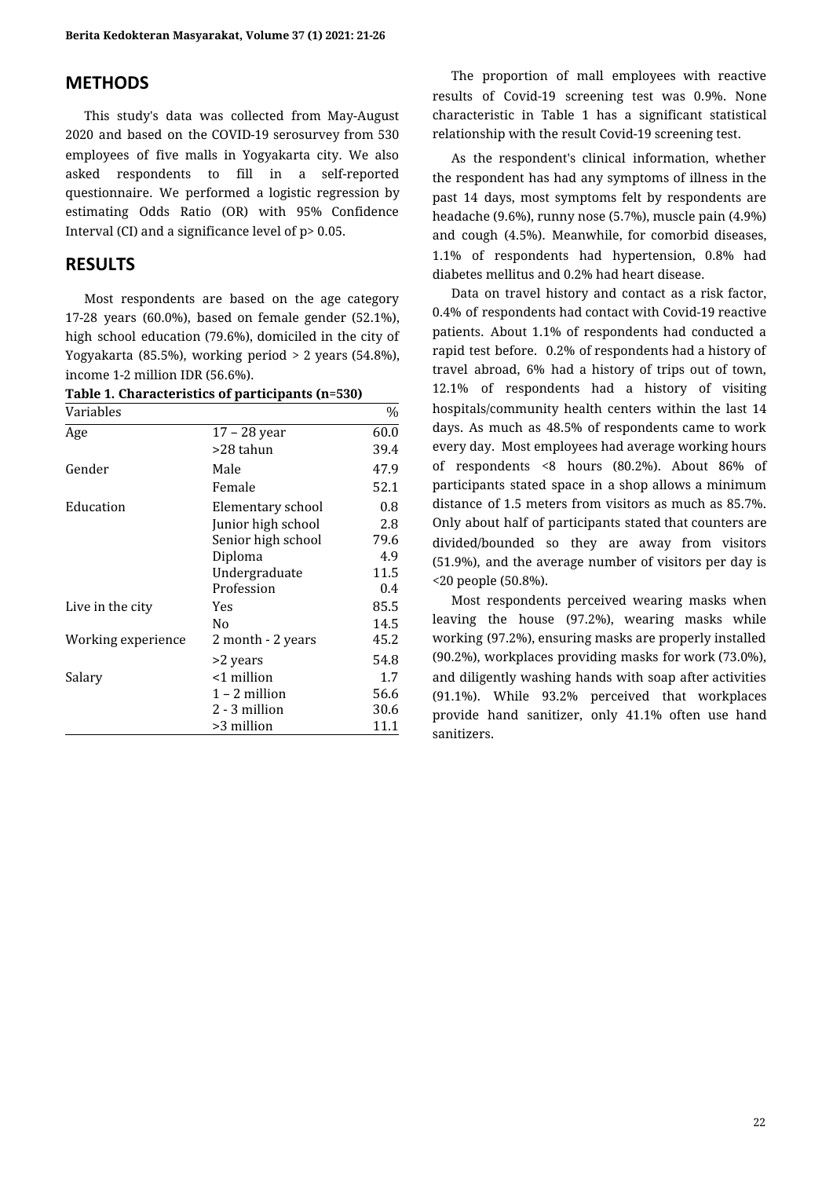## METHODS

This study's data was collected from May-August 2020 and based on the COVID-19 serosurvey from 530 employees of five malls in Yogyakarta city. We also asked respondents to fill in a self-reported questionnaire. We performed a logistic regression by estimating Odds Ratio (OR) with 95% Confidence Interval (CI) and a significance level of $p > 0.05$.

## RESULTS

Most respondents are based on the age category 17-28 years (60.0%), based on female gender (52.1%), high school education (79.6%), domiciled in the city of Yogyakarta (85.5%), working period > 2 years (54.8%), income 1-2 million IDR (56.6%).

**Table 1. Characteristics of participants (n=530)**

| Variables | | % |
|---|---|---|
| Age | 17 – 28 year | 60.0 |
| | >28 tahun | 39.4 |
| Gender | Male | 47.9 |
| | Female | 52.1 |
| Education | Elementary school | 0.8 |
| | Junior high school | 2.8 |
| | Senior high school | 79.6 |
| | Diploma | 4.9 |
| | Undergraduate | 11.5 |
| | Profession | 0.4 |
| Live in the city | Yes | 85.5 |
| | No | 14.5 |
| Working experience | 2 month - 2 years | 45.2 |
| | >2 years | 54.8 |
| Salary | <1 million | 1.7 |
| | 1 – 2 million | 56.6 |
| | 2 - 3 million | 30.6 |
| | >3 million | 11.1 |

The proportion of mall employees with reactive results of Covid-19 screening test was 0.9%. None characteristic in Table 1 has a significant statistical relationship with the result Covid-19 screening test.

As the respondent's clinical information, whether the respondent has had any symptoms of illness in the past 14 days, most symptoms felt by respondents are headache (9.6%), runny nose (5.7%), muscle pain (4.9%) and cough (4.5%). Meanwhile, for comorbid diseases, 1.1% of respondents had hypertension, 0.8% had diabetes mellitus and 0.2% had heart disease.

Data on travel history and contact as a risk factor, 0.4% of respondents had contact with Covid-19 reactive patients. About 1.1% of respondents had conducted a rapid test before. 0.2% of respondents had a history of travel abroad, 6% had a history of trips out of town, 12.1% of respondents had a history of visiting hospitals/community health centers within the last 14 days. As much as 48.5% of respondents came to work every day. Most employees had average working hours of respondents <8 hours (80.2%). About 86% of participants stated space in a shop allows a minimum distance of 1.5 meters from visitors as much as 85.7%. Only about half of participants stated that counters are divided/bounded so they are away from visitors (51.9%), and the average number of visitors per day is <20 people (50.8%).

Most respondents perceived wearing masks when leaving the house (97.2%), wearing masks while working (97.2%), ensuring masks are properly installed (90.2%), workplaces providing masks for work (73.0%), and diligently washing hands with soap after activities (91.1%). While 93.2% perceived that workplaces provide hand sanitizer, only 41.1% often use hand sanitizers.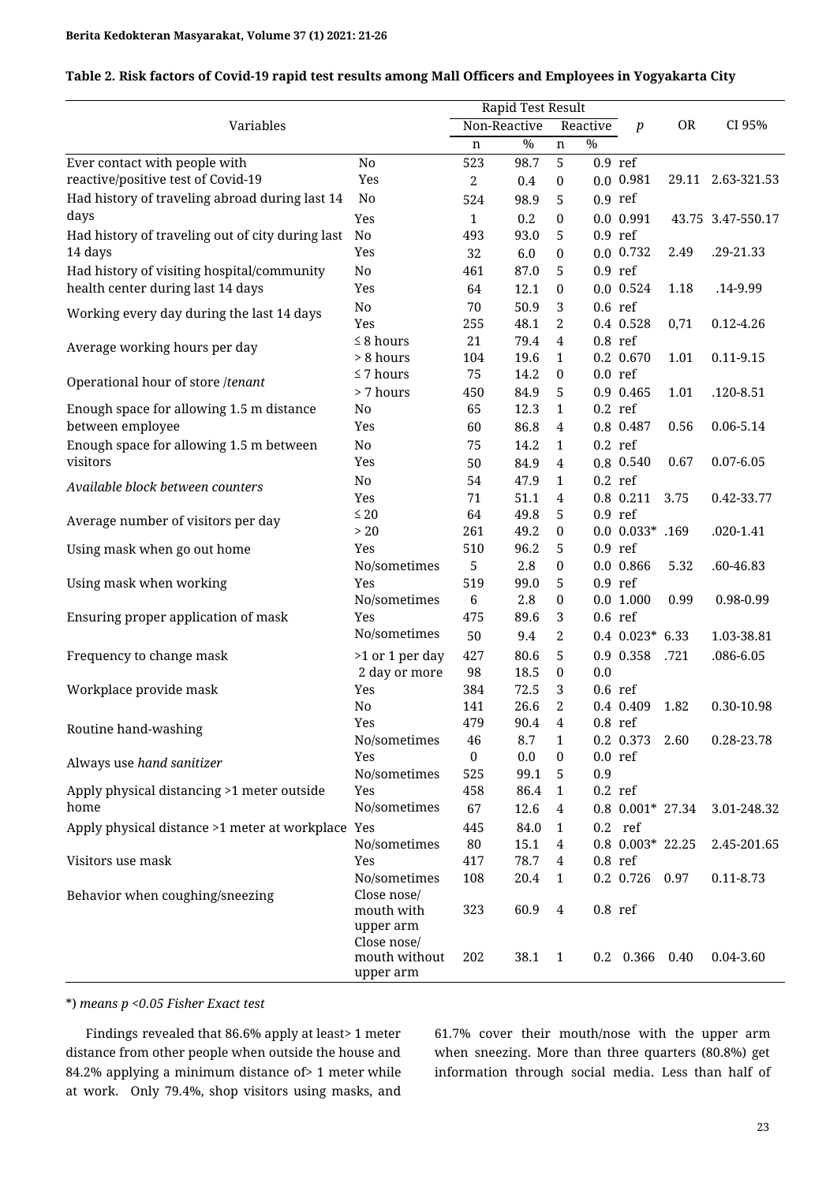**Table 2. Risk factors of Covid-19 rapid test results among Mall Officers and Employees in Yogyakarta City**

| Variables | | Rapid Test Result | | | | *p* | OR | CI 95% |
|---|---|---|---|---|---|---|---|---|
| | | Non-Reactive | | Reactive | | | | |
| | | n | % | n | % | | | |
| Ever contact with people with reactive/positive test of Covid-19 | No | 523 | 98.7 | 5 | 0.9 | ref | | |
| | Yes | 2 | 0.4 | 0 | 0.0 | 0.981 | 29.11 | 2.63-321.53 |
| Had history of traveling abroad during last 14 days | No | 524 | 98.9 | 5 | 0.9 | ref | | |
| | Yes | 1 | 0.2 | 0 | 0.0 | 0.991 | 43.75 | 3.47-550.17 |
| Had history of traveling out of city during last 14 days | No | 493 | 93.0 | 5 | 0.9 | ref | | |
| | Yes | 32 | 6.0 | 0 | 0.0 | 0.732 | 2.49 | .29-21.33 |
| Had history of visiting hospital/community health center during last 14 days | No | 461 | 87.0 | 5 | 0.9 | ref | | |
| | Yes | 64 | 12.1 | 0 | 0.0 | 0.524 | 1.18 | .14-9.99 |
| Working every day during the last 14 days | No | 70 | 50.9 | 3 | 0.6 | ref | | |
| | Yes | 255 | 48.1 | 2 | 0.4 | 0.528 | 0,71 | 0.12-4.26 |
| Average working hours per day | ≤ 8 hours | 21 | 79.4 | 4 | 0.8 | ref | | |
| | > 8 hours | 104 | 19.6 | 1 | 0.2 | 0.670 | 1.01 | 0.11-9.15 |
| Operational hour of store /*tenant* | ≤ 7 hours | 75 | 14.2 | 0 | 0.0 | ref | | |
| | > 7 hours | 450 | 84.9 | 5 | 0.9 | 0.465 | 1.01 | .120-8.51 |
| Enough space for allowing 1.5 m distance between employee | No | 65 | 12.3 | 1 | 0.2 | ref | | |
| | Yes | 60 | 86.8 | 4 | 0.8 | 0.487 | 0.56 | 0.06-5.14 |
| Enough space for allowing 1.5 m between visitors | No | 75 | 14.2 | 1 | 0.2 | ref | | |
| | Yes | 50 | 84.9 | 4 | 0.8 | 0.540 | 0.67 | 0.07-6.05 |
| *Available block between counters* | No | 54 | 47.9 | 1 | 0.2 | ref | | |
| | Yes | 71 | 51.1 | 4 | 0.8 | 0.211 | 3.75 | 0.42-33.77 |
| Average number of visitors per day | ≤ 20 | 64 | 49.8 | 5 | 0.9 | ref | | |
| | > 20 | 261 | 49.2 | 0 | 0.0 | 0.033* | .169 | .020-1.41 |
| Using mask when go out home | Yes | 510 | 96.2 | 5 | 0.9 | ref | | |
| | No/sometimes | 5 | 2.8 | 0 | 0.0 | 0.866 | 5.32 | .60-46.83 |
| Using mask when working | Yes | 519 | 99.0 | 5 | 0.9 | ref | | |
| | No/sometimes | 6 | 2.8 | 0 | 0.0 | 1.000 | 0.99 | 0.98-0.99 |
| Ensuring proper application of mask | Yes | 475 | 89.6 | 3 | 0.6 | ref | | |
| | No/sometimes | 50 | 9.4 | 2 | 0.4 | 0.023* | 6.33 | 1.03-38.81 |
| Frequency to change mask | >1 or 1 per day | 427 | 80.6 | 5 | 0.9 | 0.358 | .721 | .086-6.05 |
| | 2 day or more | 98 | 18.5 | 0 | 0.0 | | | |
| Workplace provide mask | Yes | 384 | 72.5 | 3 | 0.6 | ref | | |
| | No | 141 | 26.6 | 2 | 0.4 | 0.409 | 1.82 | 0.30-10.98 |
| Routine hand-washing | Yes | 479 | 90.4 | 4 | 0.8 | ref | | |
| | No/sometimes | 46 | 8.7 | 1 | 0.2 | 0.373 | 2.60 | 0.28-23.78 |
| Always use *hand sanitizer* | Yes | 0 | 0.0 | 0 | 0.0 | ref | | |
| | No/sometimes | 525 | 99.1 | 5 | 0.9 | | | |
| Apply physical distancing >1 meter outside home | Yes | 458 | 86.4 | 1 | 0.2 | ref | | |
| | No/sometimes | 67 | 12.6 | 4 | 0.8 | 0.001* | 27.34 | 3.01-248.32 |
| Apply physical distance >1 meter at workplace | Yes | 445 | 84.0 | 1 | 0.2 | ref | | |
| | No/sometimes | 80 | 15.1 | 4 | 0.8 | 0.003* | 22.25 | 2.45-201.65 |
| Visitors use mask | Yes | 417 | 78.7 | 4 | 0.8 | ref | | |
| | No/sometimes | 108 | 20.4 | 1 | 0.2 | 0.726 | 0.97 | 0.11-8.73 |
| Behavior when coughing/sneezing | Close nose/ mouth with upper arm | 323 | 60.9 | 4 | 0.8 | ref | | |
| | Close nose/ mouth without upper arm | 202 | 38.1 | 1 | 0.2 | 0.366 | 0.40 | 0.04-3.60 |

*) *means p <0.05 Fisher Exact test*

Findings revealed that 86.6% apply at least> 1 meter distance from other people when outside the house and 84.2% applying a minimum distance of> 1 meter while at work. Only 79.4%, shop visitors using masks, and 61.7% cover their mouth/nose with the upper arm when sneezing. More than three quarters (80.8%) get information through social media. Less than half of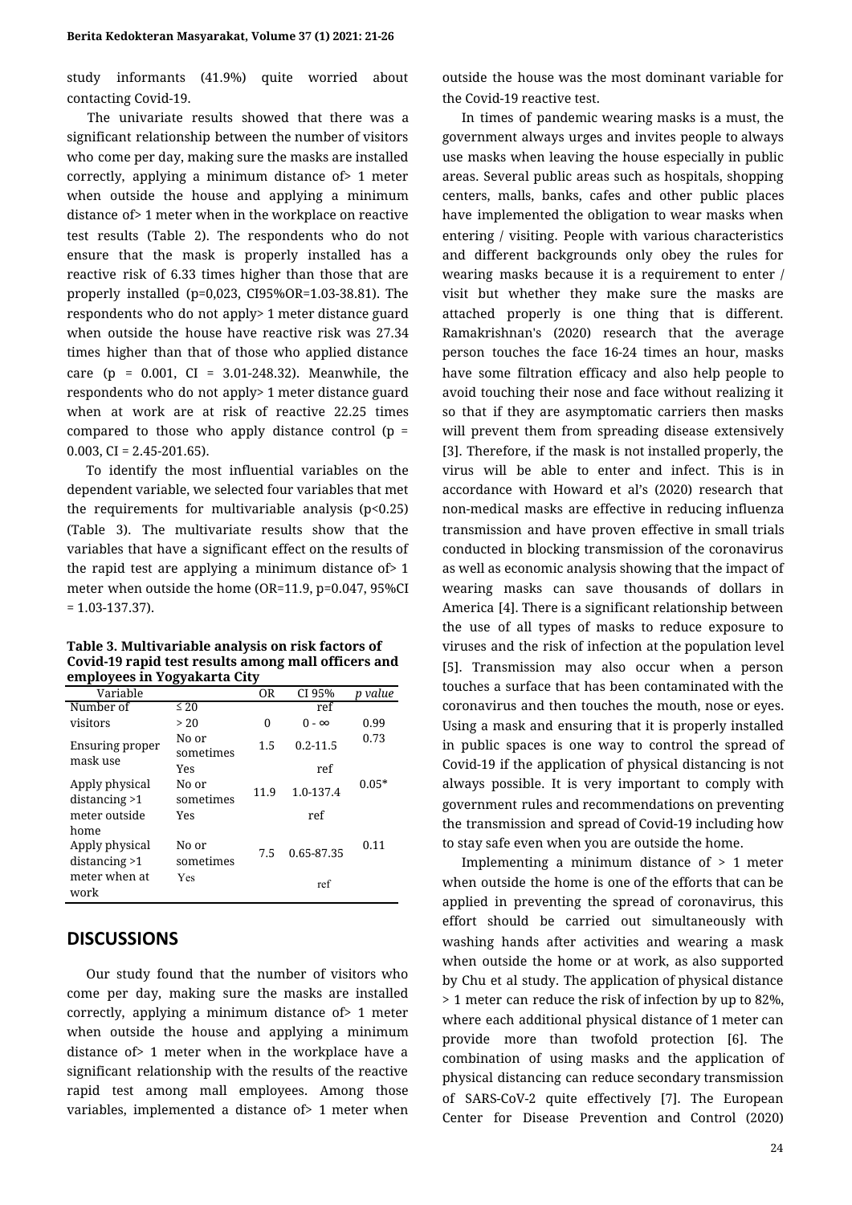study informants (41.9%) quite worried about contacting Covid-19.

The univariate results showed that there was a significant relationship between the number of visitors who come per day, making sure the masks are installed correctly, applying a minimum distance of> 1 meter when outside the house and applying a minimum distance of> 1 meter when in the workplace on reactive test results (Table 2). The respondents who do not ensure that the mask is properly installed has a reactive risk of 6.33 times higher than those that are properly installed (p=0,023, CI95%OR=1.03-38.81). The respondents who do not apply> 1 meter distance guard when outside the house have reactive risk was 27.34 times higher than that of those who applied distance care (p = 0.001, CI = 3.01-248.32). Meanwhile, the respondents who do not apply> 1 meter distance guard when at work are at risk of reactive 22.25 times compared to those who apply distance control (p = 0.003, CI = 2.45-201.65).

To identify the most influential variables on the dependent variable, we selected four variables that met the requirements for multivariable analysis (p<0.25) (Table 3). The multivariate results show that the variables that have a significant effect on the results of the rapid test are applying a minimum distance of> 1 meter when outside the home (OR=11.9, p=0.047, 95%CI = 1.03-137.37).

**Table 3. Multivariable analysis on risk factors of Covid-19 rapid test results among mall officers and employees in Yogyakarta City**

| Variable | | OR | CI 95% | *p value* |
|---|---|---|---|---|
| Number of visitors | ≤ 20 | | ref | |
| | > 20 | 0 | 0 - ∞ | 0.99 |
| Ensuring proper mask use | No or sometimes | 1.5 | 0.2-11.5 | 0.73 |
| | Yes | | ref | |
| Apply physical distancing >1 meter outside home | No or sometimes | 11.9 | 1.0-137.4 | 0.05* |
| | Yes | | ref | |
| Apply physical distancing >1 meter when at work | No or sometimes | 7.5 | 0.65-87.35 | 0.11 |
| | Yes | | ref | |

## DISCUSSIONS

Our study found that the number of visitors who come per day, making sure the masks are installed correctly, applying a minimum distance of> 1 meter when outside the house and applying a minimum distance of> 1 meter when in the workplace have a significant relationship with the results of the reactive rapid test among mall employees. Among those variables, implemented a distance of> 1 meter when outside the house was the most dominant variable for the Covid-19 reactive test.

In times of pandemic wearing masks is a must, the government always urges and invites people to always use masks when leaving the house especially in public areas. Several public areas such as hospitals, shopping centers, malls, banks, cafes and other public places have implemented the obligation to wear masks when entering / visiting. People with various characteristics and different backgrounds only obey the rules for wearing masks because it is a requirement to enter / visit but whether they make sure the masks are attached properly is one thing that is different. Ramakrishnan's (2020) research that the average person touches the face 16-24 times an hour, masks have some filtration efficacy and also help people to avoid touching their nose and face without realizing it so that if they are asymptomatic carriers then masks will prevent them from spreading disease extensively [3]. Therefore, if the mask is not installed properly, the virus will be able to enter and infect. This is in accordance with Howard et al's (2020) research that non-medical masks are effective in reducing influenza transmission and have proven effective in small trials conducted in blocking transmission of the coronavirus as well as economic analysis showing that the impact of wearing masks can save thousands of dollars in America [4]. There is a significant relationship between the use of all types of masks to reduce exposure to viruses and the risk of infection at the population level [5]. Transmission may also occur when a person touches a surface that has been contaminated with the coronavirus and then touches the mouth, nose or eyes. Using a mask and ensuring that it is properly installed in public spaces is one way to control the spread of Covid-19 if the application of physical distancing is not always possible. It is very important to comply with government rules and recommendations on preventing the transmission and spread of Covid-19 including how to stay safe even when you are outside the home.

Implementing a minimum distance of > 1 meter when outside the home is one of the efforts that can be applied in preventing the spread of coronavirus, this effort should be carried out simultaneously with washing hands after activities and wearing a mask when outside the home or at work, as also supported by Chu et al study. The application of physical distance > 1 meter can reduce the risk of infection by up to 82%, where each additional physical distance of 1 meter can provide more than twofold protection [6]. The combination of using masks and the application of physical distancing can reduce secondary transmission of SARS-CoV-2 quite effectively [7]. The European Center for Disease Prevention and Control (2020)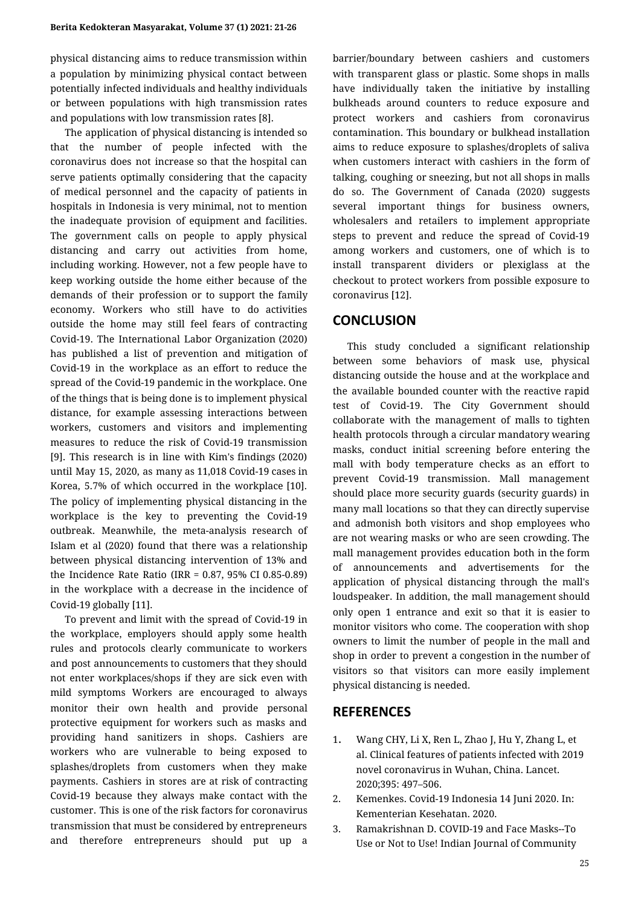physical distancing aims to reduce transmission within a population by minimizing physical contact between potentially infected individuals and healthy individuals or between populations with high transmission rates and populations with low transmission rates [8].

The application of physical distancing is intended so that the number of people infected with the coronavirus does not increase so that the hospital can serve patients optimally considering that the capacity of medical personnel and the capacity of patients in hospitals in Indonesia is very minimal, not to mention the inadequate provision of equipment and facilities. The government calls on people to apply physical distancing and carry out activities from home, including working. However, not a few people have to keep working outside the home either because of the demands of their profession or to support the family economy. Workers who still have to do activities outside the home may still feel fears of contracting Covid-19. The International Labor Organization (2020) has published a list of prevention and mitigation of Covid-19 in the workplace as an effort to reduce the spread of the Covid-19 pandemic in the workplace. One of the things that is being done is to implement physical distance, for example assessing interactions between workers, customers and visitors and implementing measures to reduce the risk of Covid-19 transmission [9]. This research is in line with Kim's findings (2020) until May 15, 2020, as many as 11,018 Covid-19 cases in Korea, 5.7% of which occurred in the workplace [10]. The policy of implementing physical distancing in the workplace is the key to preventing the Covid-19 outbreak. Meanwhile, the meta-analysis research of Islam et al (2020) found that there was a relationship between physical distancing intervention of 13% and the Incidence Rate Ratio (IRR = 0.87, 95% CI 0.85-0.89) in the workplace with a decrease in the incidence of Covid-19 globally [11].

To prevent and limit with the spread of Covid-19 in the workplace, employers should apply some health rules and protocols clearly communicate to workers and post announcements to customers that they should not enter workplaces/shops if they are sick even with mild symptoms Workers are encouraged to always monitor their own health and provide personal protective equipment for workers such as masks and providing hand sanitizers in shops. Cashiers are workers who are vulnerable to being exposed to splashes/droplets from customers when they make payments. Cashiers in stores are at risk of contracting Covid-19 because they always make contact with the customer. This is one of the risk factors for coronavirus transmission that must be considered by entrepreneurs and therefore entrepreneurs should put up a barrier/boundary between cashiers and customers with transparent glass or plastic. Some shops in malls have individually taken the initiative by installing bulkheads around counters to reduce exposure and protect workers and cashiers from coronavirus contamination. This boundary or bulkhead installation aims to reduce exposure to splashes/droplets of saliva when customers interact with cashiers in the form of talking, coughing or sneezing, but not all shops in malls do so. The Government of Canada (2020) suggests several important things for business owners, wholesalers and retailers to implement appropriate steps to prevent and reduce the spread of Covid-19 among workers and customers, one of which is to install transparent dividers or plexiglass at the checkout to protect workers from possible exposure to coronavirus [12].

## CONCLUSION

This study concluded a significant relationship between some behaviors of mask use, physical distancing outside the house and at the workplace and the available bounded counter with the reactive rapid test of Covid-19. The City Government should collaborate with the management of malls to tighten health protocols through a circular mandatory wearing masks, conduct initial screening before entering the mall with body temperature checks as an effort to prevent Covid-19 transmission. Mall management should place more security guards (security guards) in many mall locations so that they can directly supervise and admonish both visitors and shop employees who are not wearing masks or who are seen crowding. The mall management provides education both in the form of announcements and advertisements for the application of physical distancing through the mall's loudspeaker. In addition, the mall management should only open 1 entrance and exit so that it is easier to monitor visitors who come. The cooperation with shop owners to limit the number of people in the mall and shop in order to prevent a congestion in the number of visitors so that visitors can more easily implement physical distancing is needed.

## REFERENCES

1. Wang CHY, Li X, Ren L, Zhao J, Hu Y, Zhang L, et al. Clinical features of patients infected with 2019 novel coronavirus in Wuhan, China. Lancet. 2020;395: 497–506.
2. Kemenkes. Covid-19 Indonesia 14 Juni 2020. In: Kementerian Kesehatan. 2020.
3. Ramakrishnan D. COVID-19 and Face Masks--To Use or Not to Use! Indian Journal of Community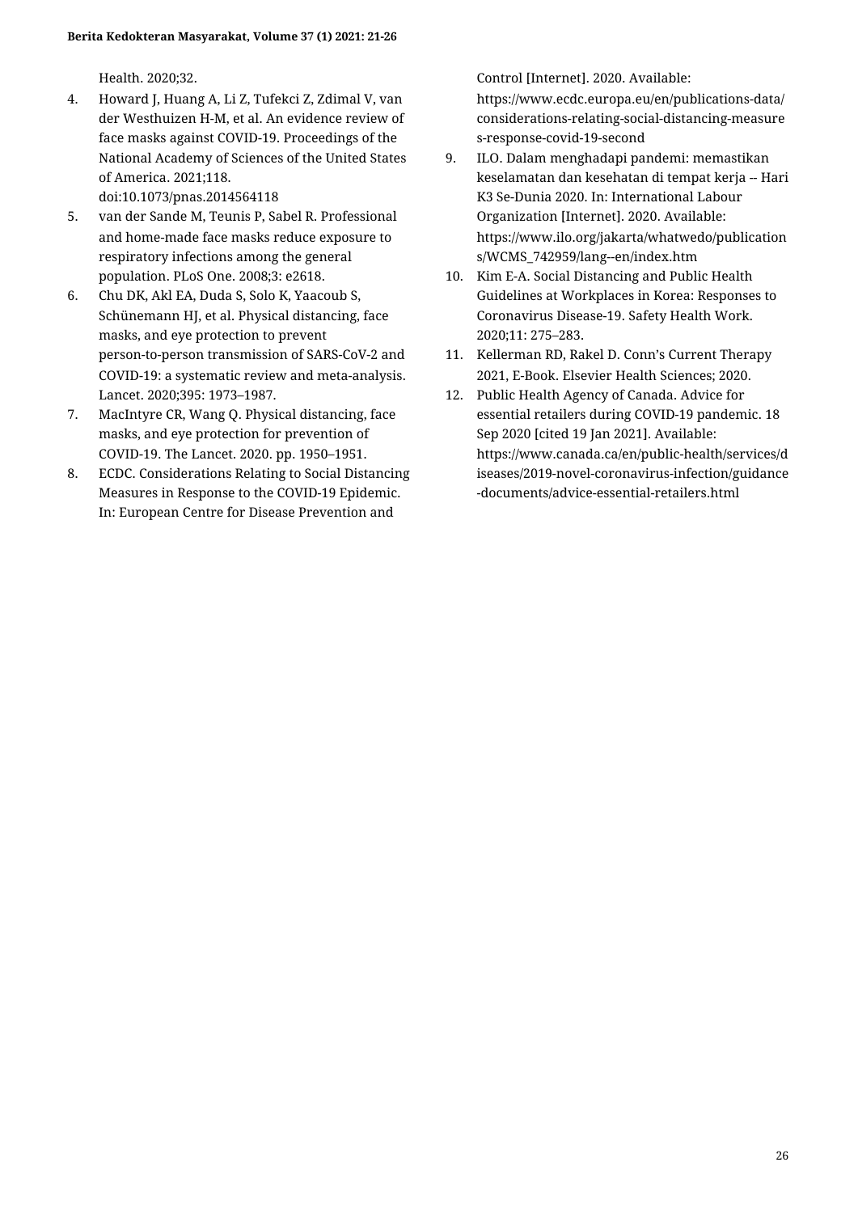Health. 2020;32.

4. Howard J, Huang A, Li Z, Tufekci Z, Zdimal V, van der Westhuizen H-M, et al. An evidence review of face masks against COVID-19. Proceedings of the National Academy of Sciences of the United States of America. 2021;118. doi:10.1073/pnas.2014564118
5. van der Sande M, Teunis P, Sabel R. Professional and home-made face masks reduce exposure to respiratory infections among the general population. PLoS One. 2008;3: e2618.
6. Chu DK, Akl EA, Duda S, Solo K, Yaacoub S, Schünemann HJ, et al. Physical distancing, face masks, and eye protection to prevent person-to-person transmission of SARS-CoV-2 and COVID-19: a systematic review and meta-analysis. Lancet. 2020;395: 1973–1987.
7. MacIntyre CR, Wang Q. Physical distancing, face masks, and eye protection for prevention of COVID-19. The Lancet. 2020. pp. 1950–1951.
8. ECDC. Considerations Relating to Social Distancing Measures in Response to the COVID-19 Epidemic. In: European Centre for Disease Prevention and Control [Internet]. 2020. Available: https://www.ecdc.europa.eu/en/publications-data/considerations-relating-social-distancing-measures-response-covid-19-second
9. ILO. Dalam menghadapi pandemi: memastikan keselamatan dan kesehatan di tempat kerja -- Hari K3 Se-Dunia 2020. In: International Labour Organization [Internet]. 2020. Available: https://www.ilo.org/jakarta/whatwedo/publications/WCMS_742959/lang--en/index.htm
10. Kim E-A. Social Distancing and Public Health Guidelines at Workplaces in Korea: Responses to Coronavirus Disease-19. Safety Health Work. 2020;11: 275–283.
11. Kellerman RD, Rakel D. Conn's Current Therapy 2021, E-Book. Elsevier Health Sciences; 2020.
12. Public Health Agency of Canada. Advice for essential retailers during COVID-19 pandemic. 18 Sep 2020 [cited 19 Jan 2021]. Available: https://www.canada.ca/en/public-health/services/diseases/2019-novel-coronavirus-infection/guidance-documents/advice-essential-retailers.html